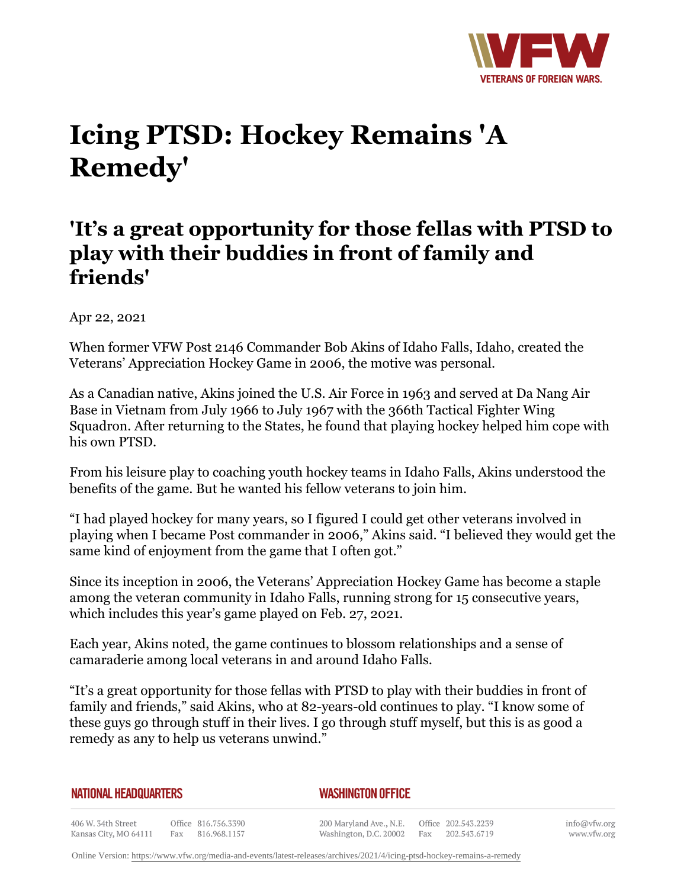# Icing PTSD: Hockey Remains 'A Remedy'

## 'It’s a great opportunity for those fellas with PTSD to play with their buddies in front of family and friends'

Apr 22, 2021

When former VFW Post 2146 Commander Bob Akins of Idaho Falls, Idaho, created the Veterans’ Appreciation Hockey Game in 2006, the motive was personal.

As a Canadian native, Akins joined the U.S. Air Force in 1963 and served at Da Nang Air Base in Vietnam from July 1966 to July 1967 with the 366th Tactical Fighter Wing Squadron. After returning to the States, he found that playing hockey helped him cope with his own PTSD.

From his leisure play to coaching youth hockey teams in Idaho Falls, Akins understood the benefits of the game. But he wanted his fellow veterans to join him.

“I had played hockey for many years, so I figured I could get other veterans involved in playing when I became Post commander in 2006,” Akins said. “I believed they would get the same kind of enjoyment from the game that I often got.”

Since its inception in 2006, the Veterans’ Appreciation Hockey Game has become a staple among the veteran community in Idaho Falls, running strong for 15 consecutive years, which includes this year’s game played on Feb. 27, 2021.

Each year, Akins noted, the game continues to blossom relationships and a sense of camaraderie among local veterans in and around Idaho Falls.

“It’s a great opportunity for those fellas with PTSD to play with their buddies in front of family and friends,” said Akins, who at 82-years-old continues to play. “I know some of these guys go through stuff in their lives. I go through stuff myself, but this is as good a remedy as any to help us veterans unwind.”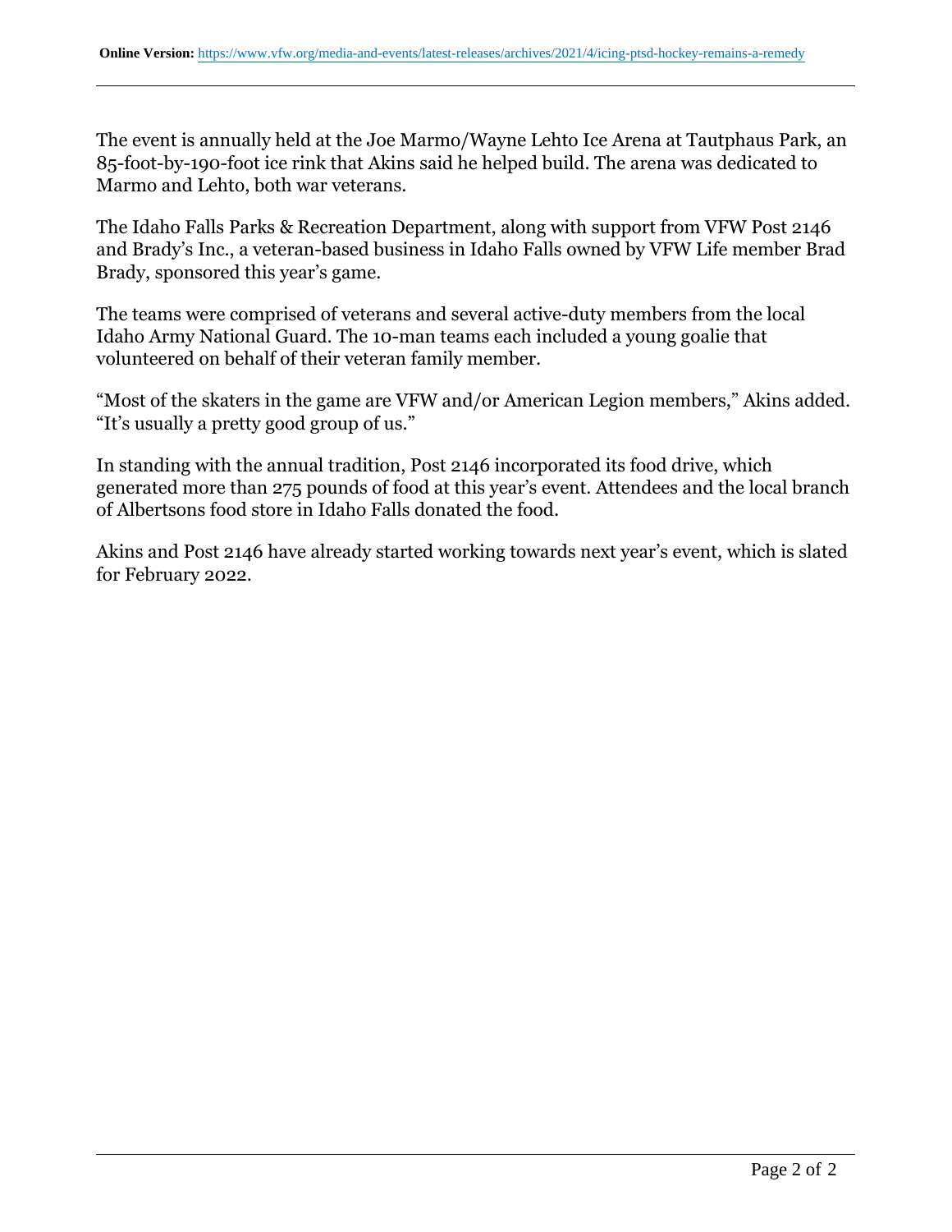The event is annually held at the Joe Marmo/Wayne Lehto Ice Arena at Tautphaus Park, an 85-foot-by-190-foot ice rink that Akins said he helped build. The arena was dedicated to Marmo and Lehto, both war veterans.

The Idaho Falls Parks & Recreation Department, along with support from VFW Post 2146 and Brady's Inc., a veteran-based business in Idaho Falls owned by VFW Life member Brad Brady, sponsored this year's game.

The teams were comprised of veterans and several active-duty members from the local Idaho Army National Guard. The 10-man teams each included a young goalie that volunteered on behalf of their veteran family member.

"Most of the skaters in the game are VFW and/or American Legion members," Akins added. "It's usually a pretty good group of us."

In standing with the annual tradition, Post 2146 incorporated its food drive, which generated more than 275 pounds of food at this year's event. Attendees and the local branch of Albertsons food store in Idaho Falls donated the food.

Akins and Post 2146 have already started working towards next year's event, which is slated for February 2022.